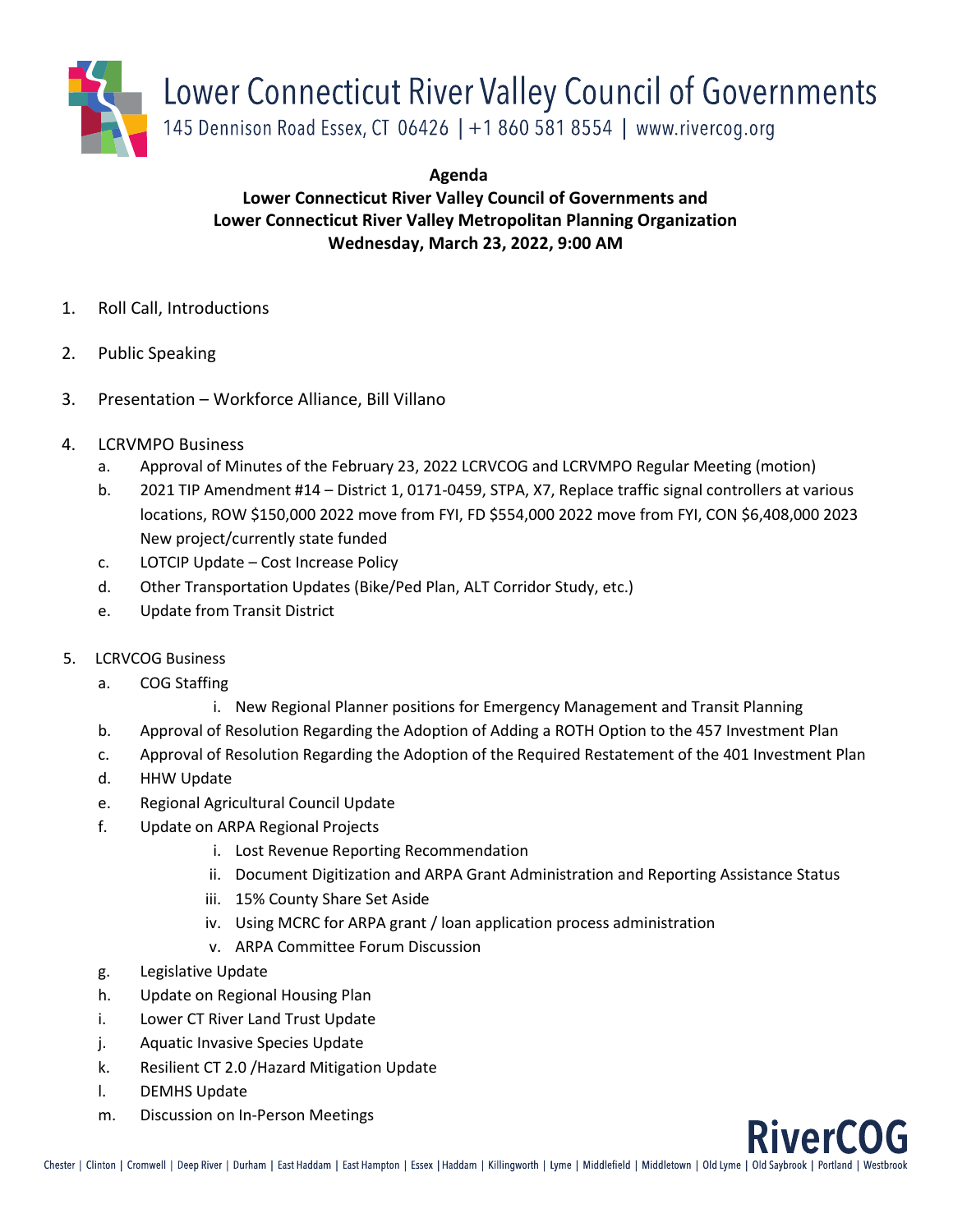# Lower Connecticut River Valley Council of Governments

145 Dennison Road Essex, CT 06426 | +1 860 581 8554 | www.rivercog.org

**Agenda**

**Lower Connecticut River Valley Council of Governments and**
**Lower Connecticut River Valley Metropolitan Planning Organization**
**Wednesday, March 23, 2022, 9:00 AM**

1. Roll Call, Introductions
2. Public Speaking
3. Presentation – Workforce Alliance, Bill Villano
4. LCRVMPO Business
   - a. Approval of Minutes of the February 23, 2022 LCRVCOG and LCRVMPO Regular Meeting (motion)
   - b. 2021 TIP Amendment #14 – District 1, 0171-0459, STPA, X7, Replace traffic signal controllers at various locations, ROW $150,000 2022 move from FYI, FD $554,000 2022 move from FYI, CON $6,408,000 2023 New project/currently state funded
   - c. LOTCIP Update – Cost Increase Policy
   - d. Other Transportation Updates (Bike/Ped Plan, ALT Corridor Study, etc.)
   - e. Update from Transit District
5. LCRVCOG Business
   - a. COG Staffing
     - i. New Regional Planner positions for Emergency Management and Transit Planning
   - b. Approval of Resolution Regarding the Adoption of Adding a ROTH Option to the 457 Investment Plan
   - c. Approval of Resolution Regarding the Adoption of the Required Restatement of the 401 Investment Plan
   - d. HHW Update
   - e. Regional Agricultural Council Update
   - f. Update on ARPA Regional Projects
     - i. Lost Revenue Reporting Recommendation
     - ii. Document Digitization and ARPA Grant Administration and Reporting Assistance Status
     - iii. 15% County Share Set Aside
     - iv. Using MCRC for ARPA grant / loan application process administration
     - v. ARPA Committee Forum Discussion
   - g. Legislative Update
   - h. Update on Regional Housing Plan
   - i. Lower CT River Land Trust Update
   - j. Aquatic Invasive Species Update
   - k. Resilient CT 2.0 /Hazard Mitigation Update
   - l. DEMHS Update
   - m. Discussion on In-Person Meetings

RiverCOG

Chester | Clinton | Cromwell | Deep River | Durham | East Haddam | East Hampton | Essex | Haddam | Killingworth | Lyme | Middlefield | Middletown | Old Lyme | Old Saybrook | Portland | Westbrook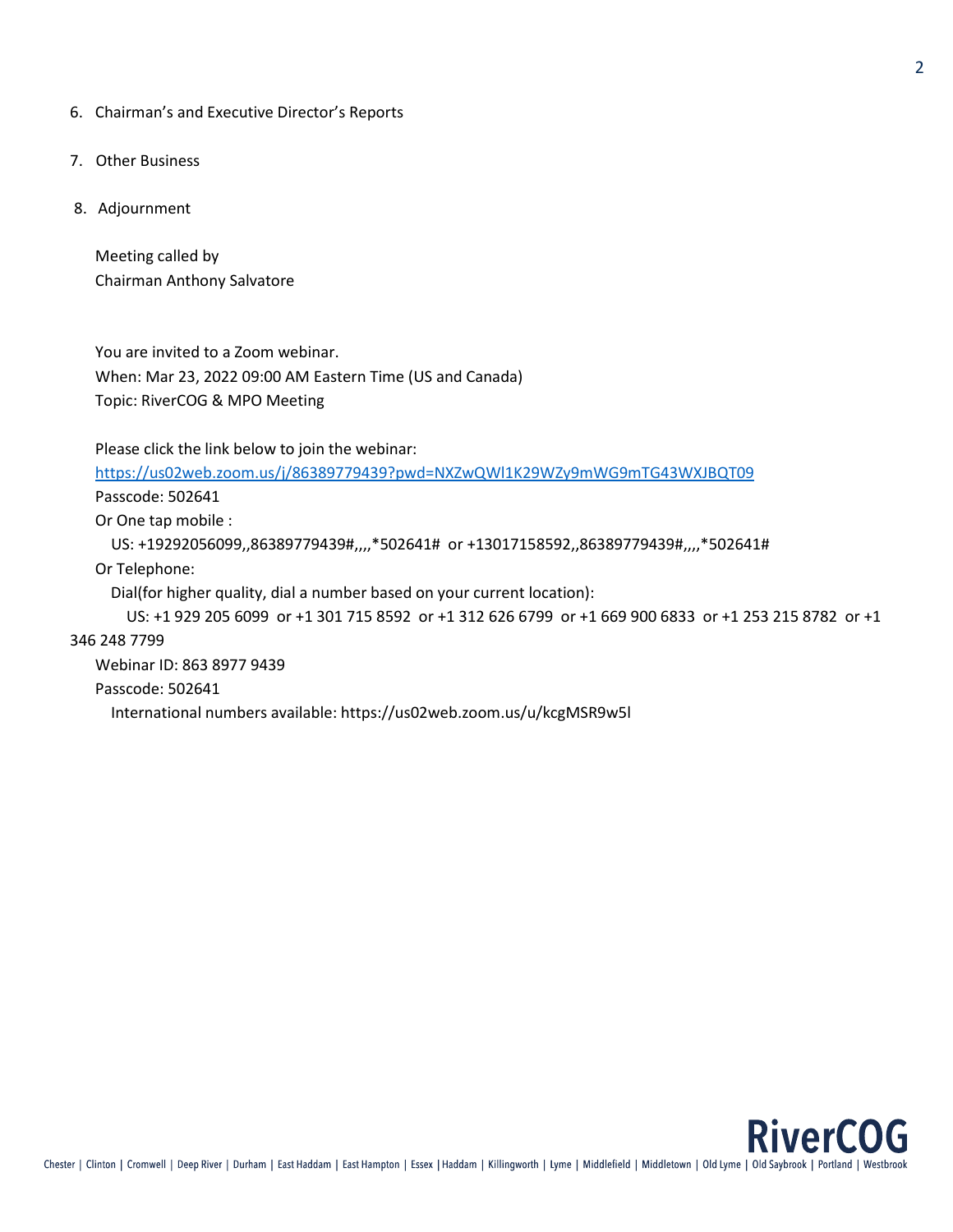6. Chairman's and Executive Director's Reports

7. Other Business

8. Adjournment

Meeting called by
Chairman Anthony Salvatore

You are invited to a Zoom webinar.
When: Mar 23, 2022 09:00 AM Eastern Time (US and Canada)
Topic: RiverCOG & MPO Meeting

Please click the link below to join the webinar:
https://us02web.zoom.us/j/86389779439?pwd=NXZwQWl1K29WZy9mWG9mTG43WXJBQT09
Passcode: 502641
Or One tap mobile :
US: +19292056099,,86389779439#,,,,*502641# or +13017158592,,86389779439#,,,,*502641#
Or Telephone:
Dial(for higher quality, dial a number based on your current location):
US: +1 929 205 6099 or +1 301 715 8592 or +1 312 626 6799 or +1 669 900 6833 or +1 253 215 8782 or +1 346 248 7799
Webinar ID: 863 8977 9439
Passcode: 502641
International numbers available: https://us02web.zoom.us/u/kcgMSR9w5l

RiverCOG

Chester | Clinton | Cromwell | Deep River | Durham | East Haddam | East Hampton | Essex | Haddam | Killingworth | Lyme | Middlefield | Middletown | Old Lyme | Old Saybrook | Portland | Westbrook